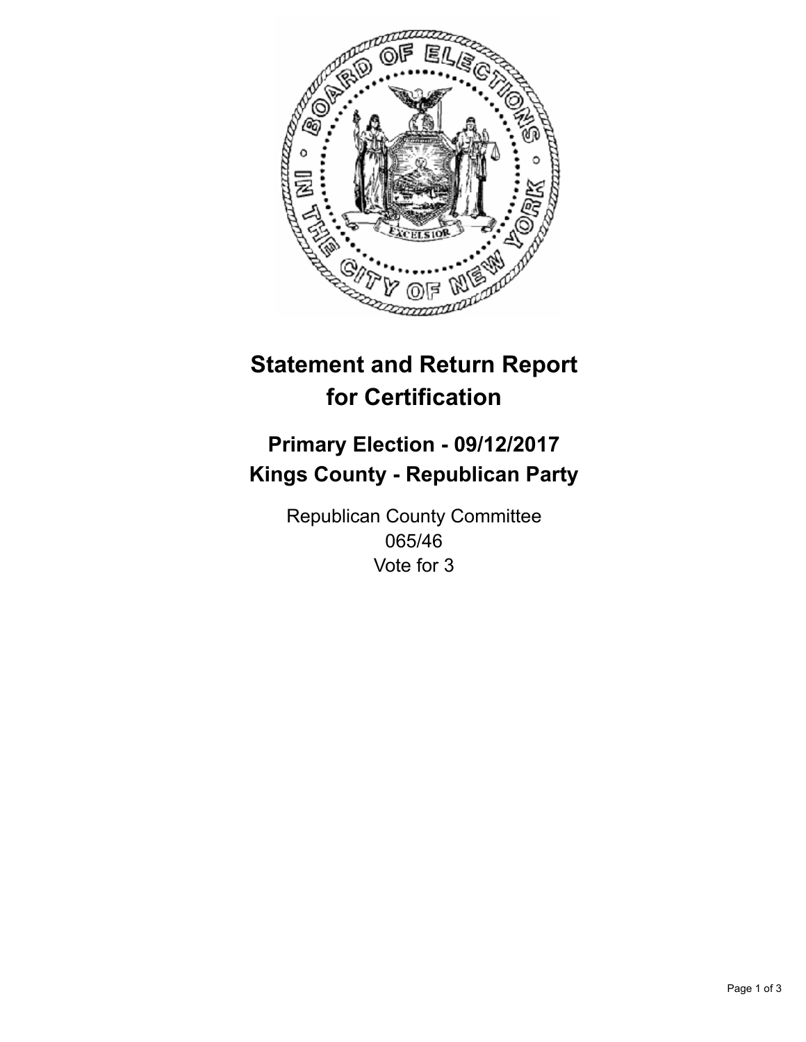# Statement and Return Report for Certification

## Primary Election - 09/12/2017
## Kings County - Republican Party

Republican County Committee
065/46
Vote for 3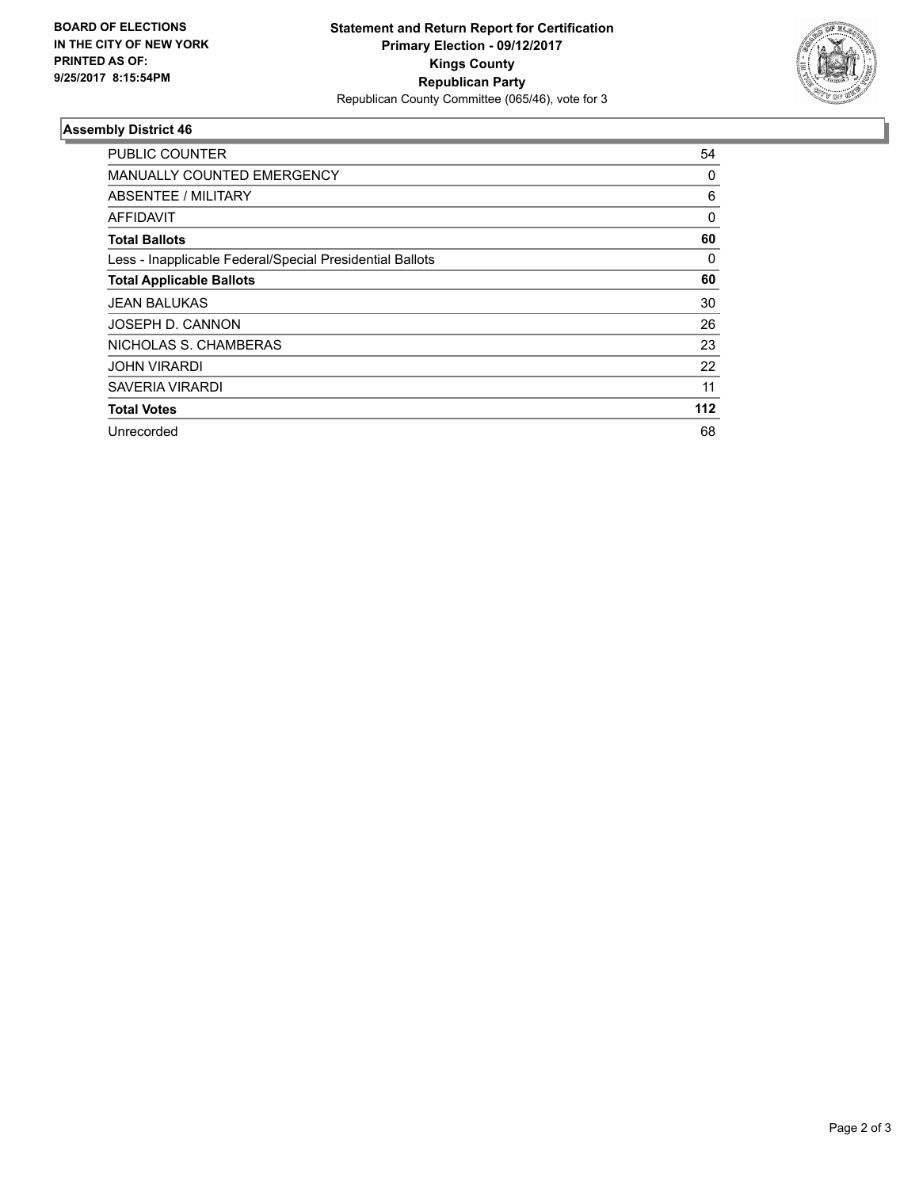**BOARD OF ELECTIONS IN THE CITY OF NEW YORK PRINTED AS OF: 9/25/2017 8:15:54PM**

**Statement and Return Report for Certification**
**Primary Election - 09/12/2017**
**Kings County**
**Republican Party**
Republican County Committee (065/46), vote for 3

### Assembly District 46

| | |
|---|---|
| PUBLIC COUNTER | 54 |
| MANUALLY COUNTED EMERGENCY | 0 |
| ABSENTEE / MILITARY | 6 |
| AFFIDAVIT | 0 |
| **Total Ballots** | **60** |
| Less - Inapplicable Federal/Special Presidential Ballots | 0 |
| **Total Applicable Ballots** | **60** |
| JEAN BALUKAS | 30 |
| JOSEPH D. CANNON | 26 |
| NICHOLAS S. CHAMBERAS | 23 |
| JOHN VIRARDI | 22 |
| SAVERIA VIRARDI | 11 |
| **Total Votes** | **112** |
| Unrecorded | 68 |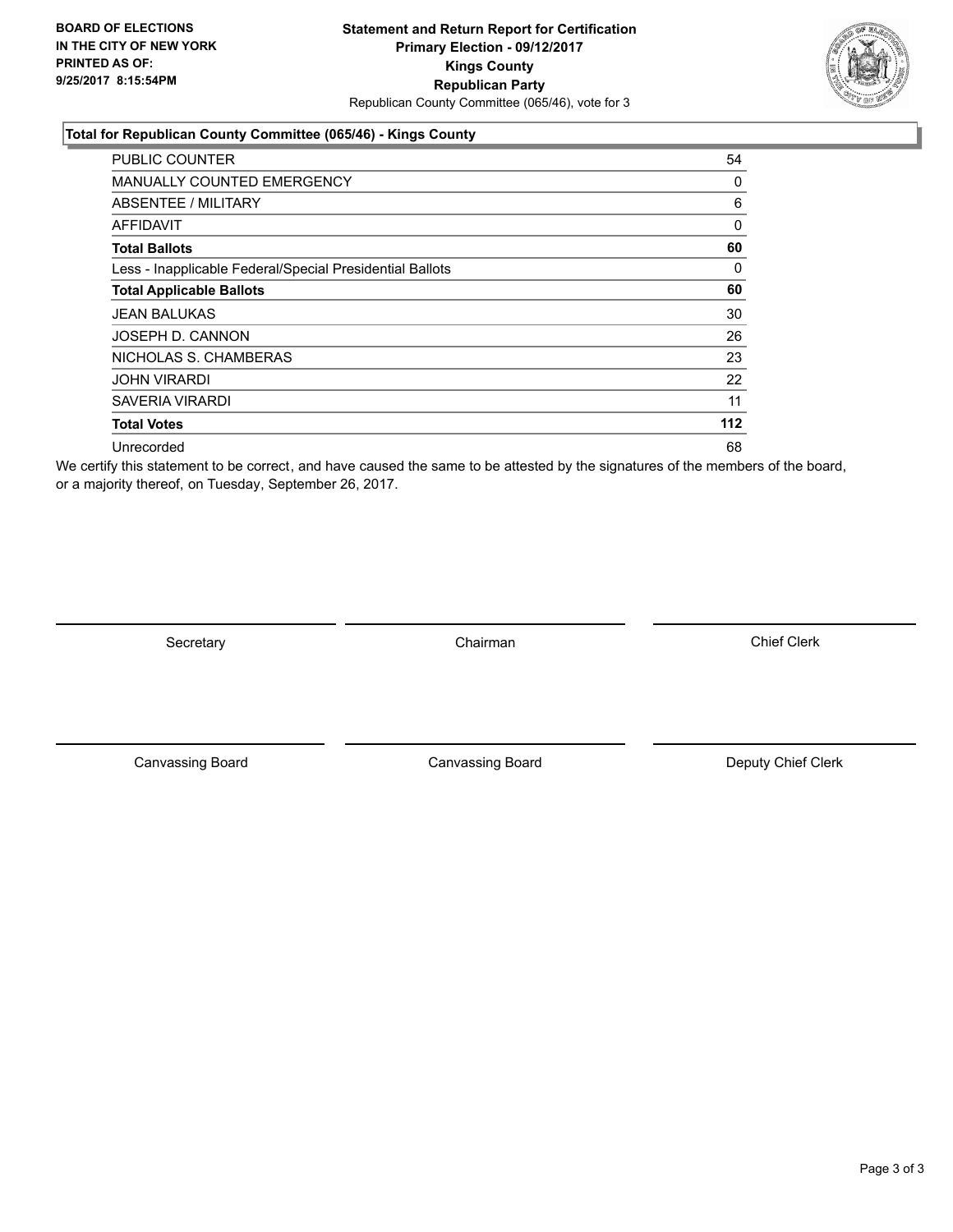**BOARD OF ELECTIONS IN THE CITY OF NEW YORK PRINTED AS OF: 9/25/2017 8:15:54PM**

**Statement and Return Report for Certification**
**Primary Election - 09/12/2017**
**Kings County**
**Republican Party**
Republican County Committee (065/46), vote for 3

### Total for Republican County Committee (065/46) - Kings County

| | |
|---|---|
| PUBLIC COUNTER | 54 |
| MANUALLY COUNTED EMERGENCY | 0 |
| ABSENTEE / MILITARY | 6 |
| AFFIDAVIT | 0 |
| **Total Ballots** | **60** |
| Less - Inapplicable Federal/Special Presidential Ballots | 0 |
| **Total Applicable Ballots** | **60** |
| JEAN BALUKAS | 30 |
| JOSEPH D. CANNON | 26 |
| NICHOLAS S. CHAMBERAS | 23 |
| JOHN VIRARDI | 22 |
| SAVERIA VIRARDI | 11 |
| **Total Votes** | **112** |
| Unrecorded | 68 |

We certify this statement to be correct, and have caused the same to be attested by the signatures of the members of the board, or a majority thereof, on Tuesday, September 26, 2017.

Secretary

Chairman

Chief Clerk

Canvassing Board

Canvassing Board

Deputy Chief Clerk